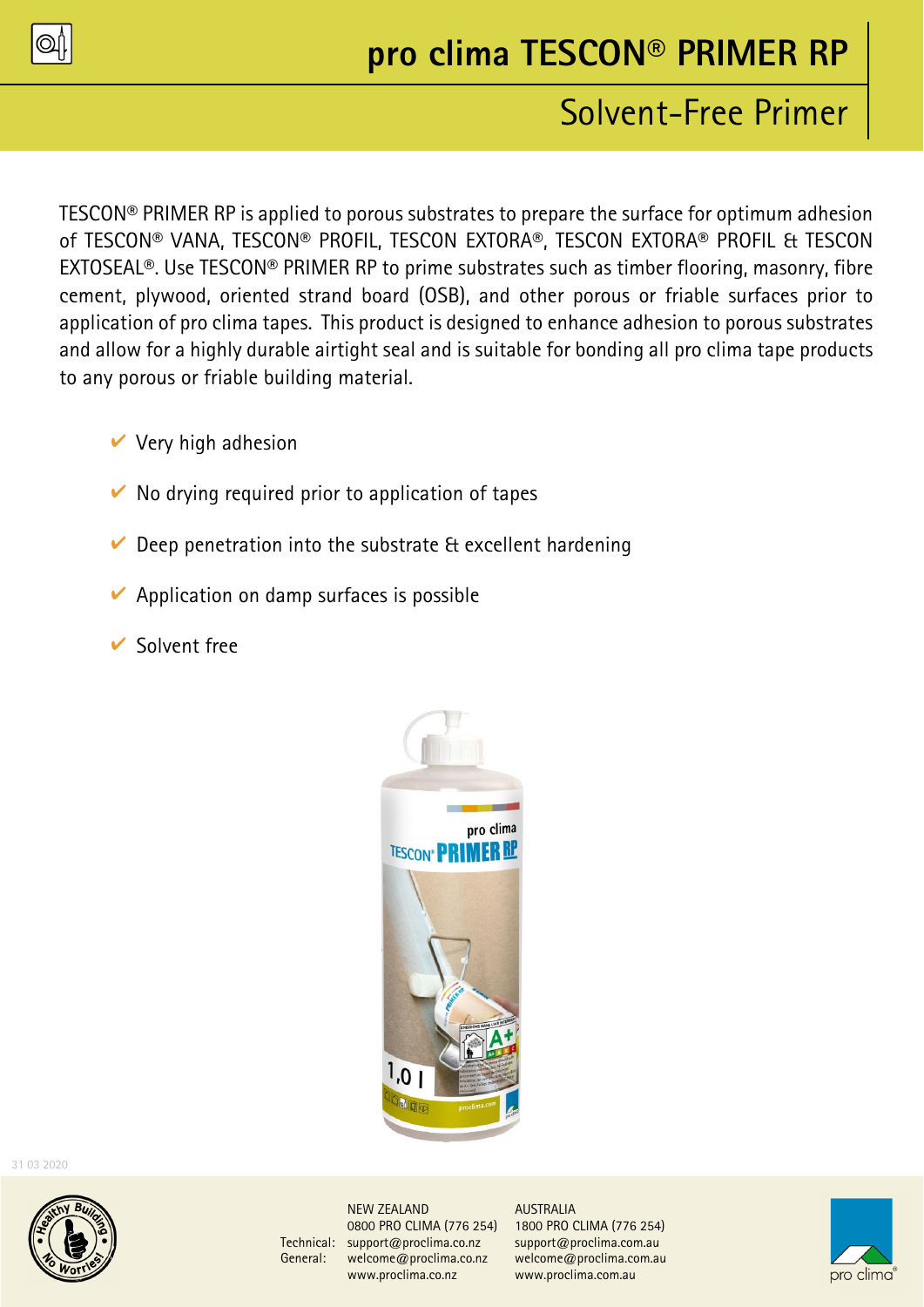# pro clima TESCON® PRIMER RP

## Solvent-Free Primer

TESCON® PRIMER RP is applied to porous substrates to prepare the surface for optimum adhesion of TESCON® VANA, TESCON® PROFIL, TESCON EXTORA®, TESCON EXTORA® PROFIL & TESCON EXTOSEAL®. Use TESCON® PRIMER RP to prime substrates such as timber flooring, masonry, fibre cement, plywood, oriented strand board (OSB), and other porous or friable surfaces prior to application of pro clima tapes. This product is designed to enhance adhesion to porous substrates and allow for a highly durable airtight seal and is suitable for bonding all pro clima tape products to any porous or friable building material.

- ✔ Very high adhesion
- ✔ No drying required prior to application of tapes
- ✔ Deep penetration into the substrate & excellent hardening
- ✔ Application on damp surfaces is possible
- ✔ Solvent free

31 03 2020

| | NEW ZEALAND | AUSTRALIA |
|---|---|---|
| | 0800 PRO CLIMA (776 254) | 1800 PRO CLIMA (776 254) |
| Technical: | support@proclima.co.nz | support@proclima.com.au |
| General: | welcome@proclima.co.nz | welcome@proclima.com.au |
| | www.proclima.co.nz | www.proclima.com.au |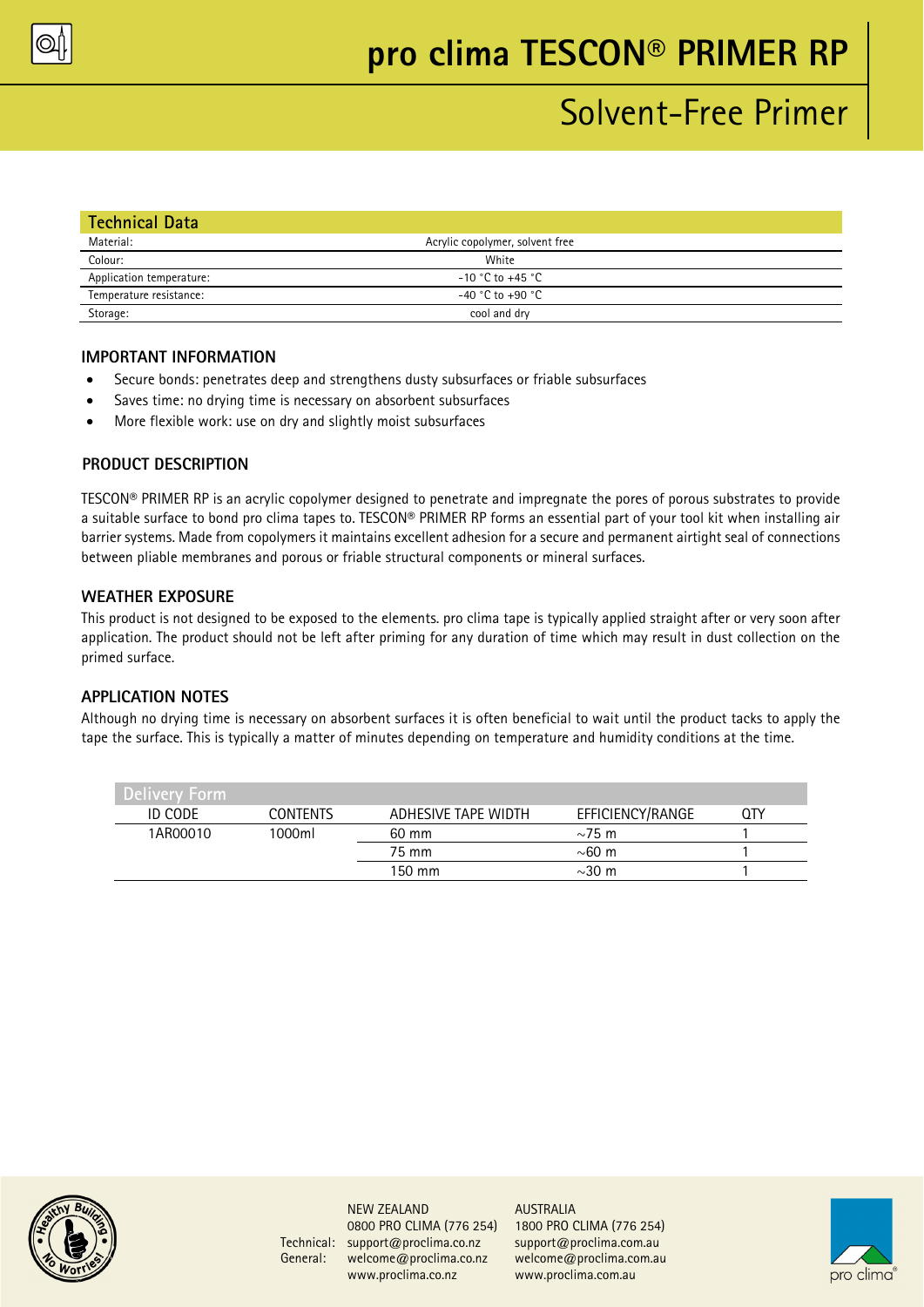# pro clima TESCON® PRIMER RP

## Solvent-Free Primer

| Technical Data | |
|---|---|
| Material: | Acrylic copolymer, solvent free |
| Colour: | White |
| Application temperature: | -10 °C to +45 °C |
| Temperature resistance: | -40 °C to +90 °C |
| Storage: | cool and dry |

### IMPORTANT INFORMATION

- Secure bonds: penetrates deep and strengthens dusty subsurfaces or friable subsurfaces
- Saves time: no drying time is necessary on absorbent subsurfaces
- More flexible work: use on dry and slightly moist subsurfaces

### PRODUCT DESCRIPTION

TESCON® PRIMER RP is an acrylic copolymer designed to penetrate and impregnate the pores of porous substrates to provide a suitable surface to bond pro clima tapes to. TESCON® PRIMER RP forms an essential part of your tool kit when installing air barrier systems. Made from copolymers it maintains excellent adhesion for a secure and permanent airtight seal of connections between pliable membranes and porous or friable structural components or mineral surfaces.

### WEATHER EXPOSURE

This product is not designed to be exposed to the elements. pro clima tape is typically applied straight after or very soon after application. The product should not be left after priming for any duration of time which may result in dust collection on the primed surface.

### APPLICATION NOTES

Although no drying time is necessary on absorbent surfaces it is often beneficial to wait until the product tacks to apply the tape the surface. This is typically a matter of minutes depending on temperature and humidity conditions at the time.

**Delivery Form**

| ID CODE | CONTENTS | ADHESIVE TAPE WIDTH | EFFICIENCY/RANGE | QTY |
|---|---|---|---|---|
| 1AR00010 | 1000ml | 60 mm | ~75 m | 1 |
| | | 75 mm | ~60 m | 1 |
| | | 150 mm | ~30 m | 1 |

| | NEW ZEALAND | AUSTRALIA |
|---|---|---|
| | 0800 PRO CLIMA (776 254) | 1800 PRO CLIMA (776 254) |
| Technical: | support@proclima.co.nz | support@proclima.com.au |
| General: | welcome@proclima.co.nz | welcome@proclima.com.au |
| | www.proclima.co.nz | www.proclima.com.au |